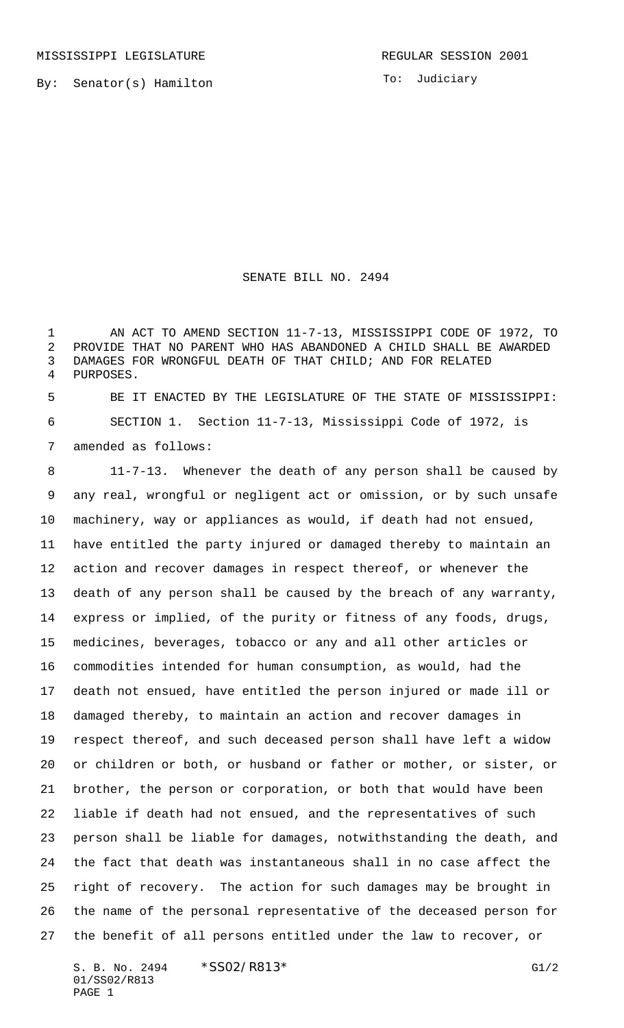MISSISSIPPI LEGISLATURE

REGULAR SESSION 2001

By: Senator(s) Hamilton

To: Judiciary

# SENATE BILL NO. 2494

AN ACT TO AMEND SECTION 11-7-13, MISSISSIPPI CODE OF 1972, TO PROVIDE THAT NO PARENT WHO HAS ABANDONED A CHILD SHALL BE AWARDED DAMAGES FOR WRONGFUL DEATH OF THAT CHILD; AND FOR RELATED PURPOSES.

BE IT ENACTED BY THE LEGISLATURE OF THE STATE OF MISSISSIPPI:

SECTION 1. Section 11-7-13, Mississippi Code of 1972, is amended as follows:

11-7-13. Whenever the death of any person shall be caused by any real, wrongful or negligent act or omission, or by such unsafe machinery, way or appliances as would, if death had not ensued, have entitled the party injured or damaged thereby to maintain an action and recover damages in respect thereof, or whenever the death of any person shall be caused by the breach of any warranty, express or implied, of the purity or fitness of any foods, drugs, medicines, beverages, tobacco or any and all other articles or commodities intended for human consumption, as would, had the death not ensued, have entitled the person injured or made ill or damaged thereby, to maintain an action and recover damages in respect thereof, and such deceased person shall have left a widow or children or both, or husband or father or mother, or sister, or brother, the person or corporation, or both that would have been liable if death had not ensued, and the representatives of such person shall be liable for damages, notwithstanding the death, and the fact that death was instantaneous shall in no case affect the right of recovery. The action for such damages may be brought in the name of the personal representative of the deceased person for the benefit of all persons entitled under the law to recover, or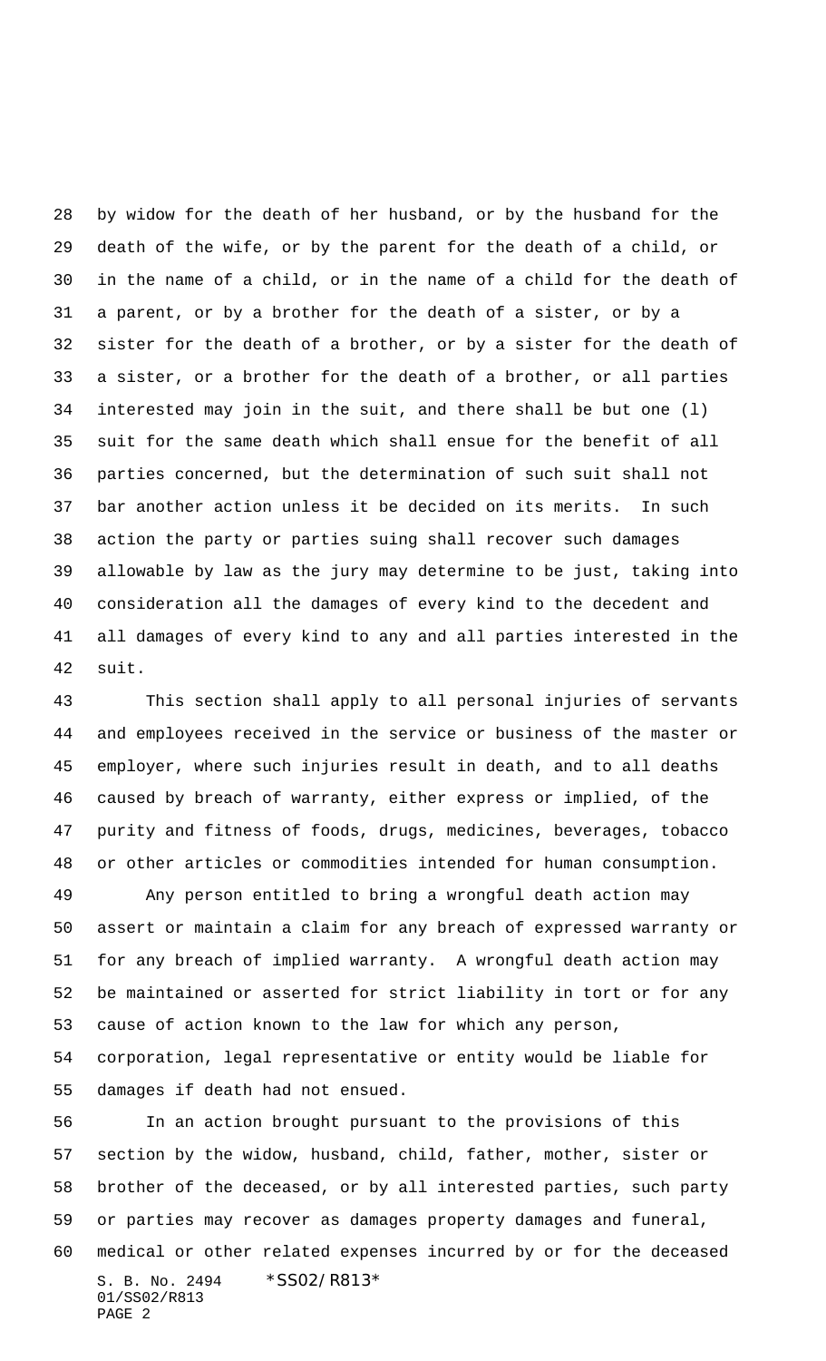by widow for the death of her husband, or by the husband for the death of the wife, or by the parent for the death of a child, or in the name of a child, or in the name of a child for the death of a parent, or by a brother for the death of a sister, or by a sister for the death of a brother, or by a sister for the death of a sister, or a brother for the death of a brother, or all parties interested may join in the suit, and there shall be but one (l) suit for the same death which shall ensue for the benefit of all parties concerned, but the determination of such suit shall not bar another action unless it be decided on its merits. In such action the party or parties suing shall recover such damages allowable by law as the jury may determine to be just, taking into consideration all the damages of every kind to the decedent and all damages of every kind to any and all parties interested in the suit.

This section shall apply to all personal injuries of servants and employees received in the service or business of the master or employer, where such injuries result in death, and to all deaths caused by breach of warranty, either express or implied, of the purity and fitness of foods, drugs, medicines, beverages, tobacco or other articles or commodities intended for human consumption.

Any person entitled to bring a wrongful death action may assert or maintain a claim for any breach of expressed warranty or for any breach of implied warranty. A wrongful death action may be maintained or asserted for strict liability in tort or for any cause of action known to the law for which any person, corporation, legal representative or entity would be liable for damages if death had not ensued.

In an action brought pursuant to the provisions of this section by the widow, husband, child, father, mother, sister or brother of the deceased, or by all interested parties, such party or parties may recover as damages property damages and funeral, medical or other related expenses incurred by or for the deceased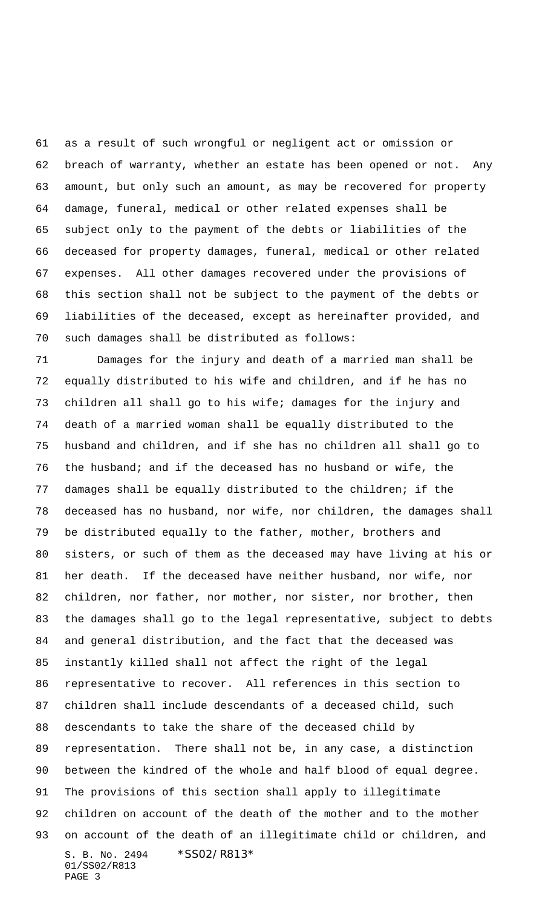as a result of such wrongful or negligent act or omission or breach of warranty, whether an estate has been opened or not. Any amount, but only such an amount, as may be recovered for property damage, funeral, medical or other related expenses shall be subject only to the payment of the debts or liabilities of the deceased for property damages, funeral, medical or other related expenses. All other damages recovered under the provisions of this section shall not be subject to the payment of the debts or liabilities of the deceased, except as hereinafter provided, and such damages shall be distributed as follows:

Damages for the injury and death of a married man shall be equally distributed to his wife and children, and if he has no children all shall go to his wife; damages for the injury and death of a married woman shall be equally distributed to the husband and children, and if she has no children all shall go to the husband; and if the deceased has no husband or wife, the damages shall be equally distributed to the children; if the deceased has no husband, nor wife, nor children, the damages shall be distributed equally to the father, mother, brothers and sisters, or such of them as the deceased may have living at his or her death. If the deceased have neither husband, nor wife, nor children, nor father, nor mother, nor sister, nor brother, then the damages shall go to the legal representative, subject to debts and general distribution, and the fact that the deceased was instantly killed shall not affect the right of the legal representative to recover. All references in this section to children shall include descendants of a deceased child, such descendants to take the share of the deceased child by representation. There shall not be, in any case, a distinction between the kindred of the whole and half blood of equal degree. The provisions of this section shall apply to illegitimate children on account of the death of the mother and to the mother on account of the death of an illegitimate child or children, and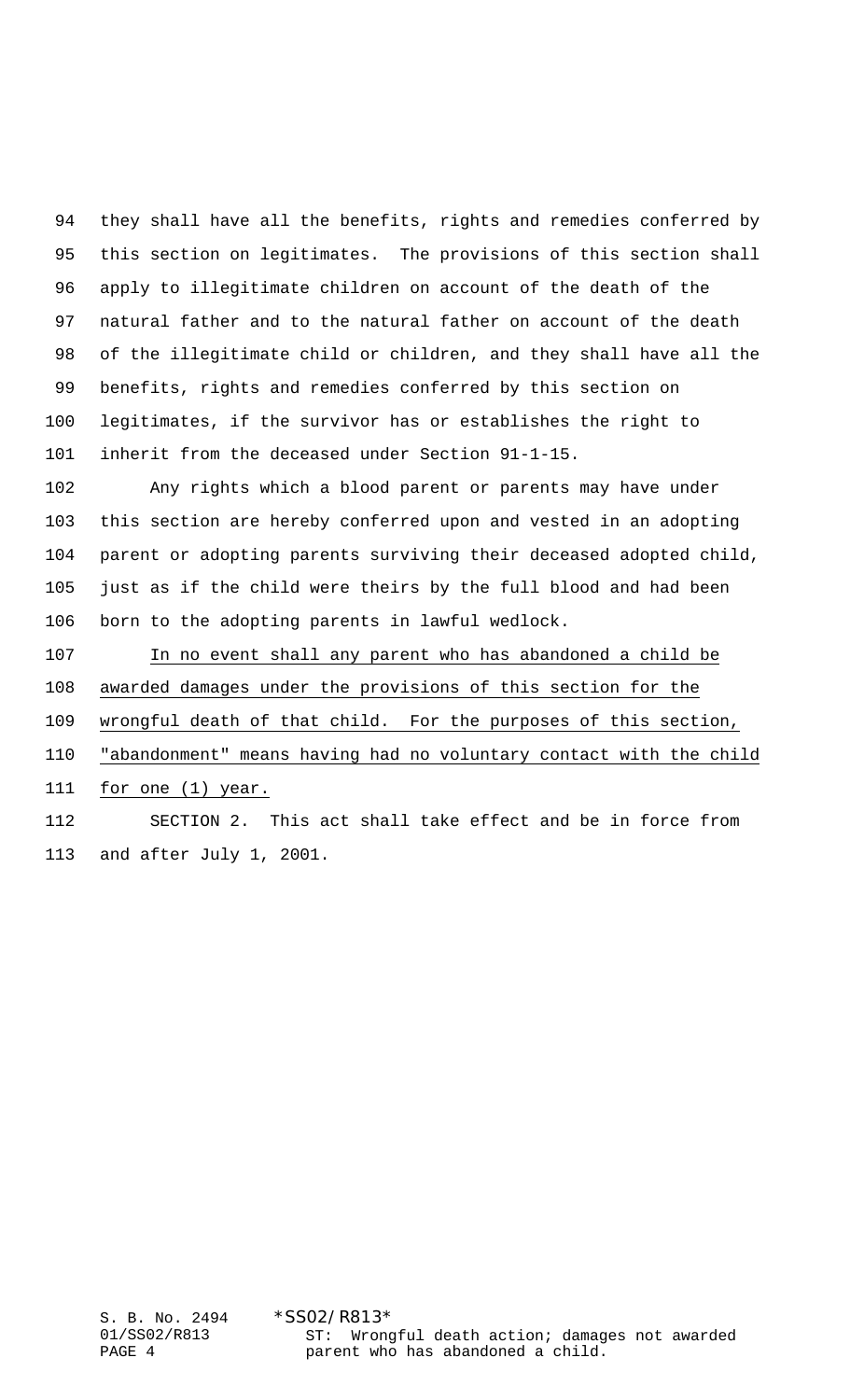they shall have all the benefits, rights and remedies conferred by this section on legitimates. The provisions of this section shall apply to illegitimate children on account of the death of the natural father and to the natural father on account of the death of the illegitimate child or children, and they shall have all the benefits, rights and remedies conferred by this section on legitimates, if the survivor has or establishes the right to inherit from the deceased under Section 91-1-15.

Any rights which a blood parent or parents may have under this section are hereby conferred upon and vested in an adopting parent or adopting parents surviving their deceased adopted child, just as if the child were theirs by the full blood and had been born to the adopting parents in lawful wedlock.

<u>In no event shall any parent who has abandoned a child be awarded damages under the provisions of this section for the wrongful death of that child. For the purposes of this section, "abandonment" means having had no voluntary contact with the child for one (1) year.</u>

SECTION 2. This act shall take effect and be in force from and after July 1, 2001.